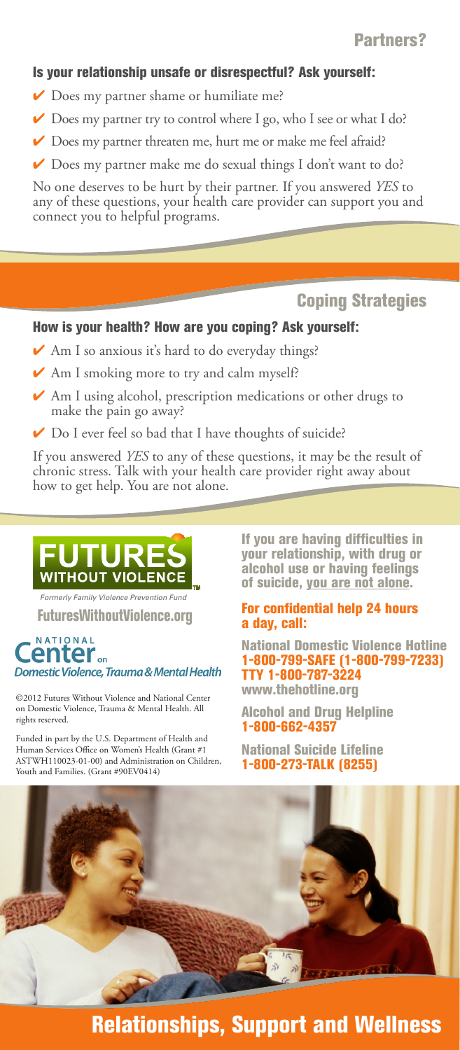## Partners?

### Is your relationship unsafe or disrespectful? Ask yourself:

- ✔ Does my partner shame or humiliate me?
- ✔ Does my partner try to control where I go, who I see or what I do?
- ✔ Does my partner threaten me, hurt me or make me feel afraid?
- ✔ Does my partner make me do sexual things I don't want to do?

No one deserves to be hurt by their partner. If you answered *YES* to any of these questions, your health care provider can support you and connect you to helpful programs.

## Coping Strategies

### How is your health? How are you coping? Ask yourself:

- ✔ Am I so anxious it's hard to do everyday things?
- ✔ Am I smoking more to try and calm myself?
- ✔ Am I using alcohol, prescription medications or other drugs to make the pain go away?
- ✔ Do I ever feel so bad that I have thoughts of suicide?

If you answered *YES* to any of these questions, it may be the result of chronic stress. Talk with your health care provider right away about how to get help. You are not alone.

FUTURES WITHOUT VIOLENCE

*Formerly Family Violence Prevention Fund*

**FuturesWithoutViolence.org**

National Center on Domestic Violence, Trauma & Mental Health

©2012 Futures Without Violence and National Center on Domestic Violence, Trauma & Mental Health. All rights reserved.

Funded in part by the U.S. Department of Health and Human Services Office on Women's Health (Grant #1 ASTWH110023-01-00) and Administration on Children, Youth and Families. (Grant #90EV0414)

**If you are having difficulties in your relationship, with drug or alcohol use or having feelings of suicide, you are not alone.**

**For confidential help 24 hours a day, call:**

**National Domestic Violence Hotline**
**1-800-799-SAFE (1-800-799-7233)**
**TTY 1-800-787-3224**
**www.thehotline.org**

**Alcohol and Drug Helpline**
**1-800-662-4357**

**National Suicide Lifeline**
**1-800-273-TALK (8255)**

# Relationships, Support and Wellness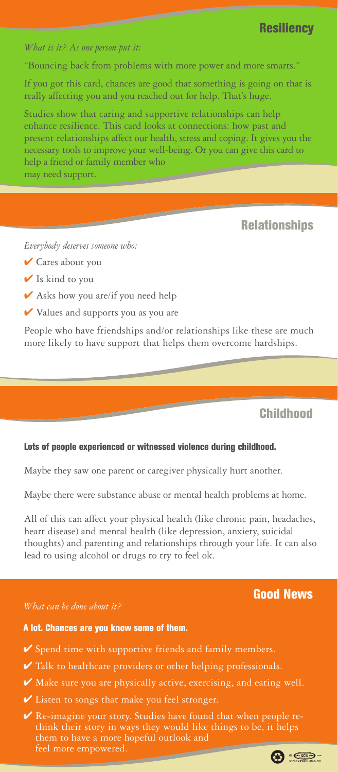## Resiliency

*What is it? As one person put it:*

"Bouncing back from problems with more power and more smarts."

If you got this card, chances are good that something is going on that is really affecting you and you reached out for help. That's huge.

Studies show that caring and supportive relationships can help enhance resilience. This card looks at connections: how past and present relationships affect our health, stress and coping. It gives you the necessary tools to improve your well-being. Or you can give this card to help a friend or family member who may need support.

## Relationships

*Everybody deserves someone who:*

- ✔ Cares about you
- ✔ Is kind to you
- ✔ Asks how you are/if you need help
- ✔ Values and supports you as you are

People who have friendships and/or relationships like these are much more likely to have support that helps them overcome hardships.

## Childhood

**Lots of people experienced or witnessed violence during childhood.**

Maybe they saw one parent or caregiver physically hurt another.

Maybe there were substance abuse or mental health problems at home.

All of this can affect your physical health (like chronic pain, headaches, heart disease) and mental health (like depression, anxiety, suicidal thoughts) and parenting and relationships through your life. It can also lead to using alcohol or drugs to try to feel ok.

## Good News

*What can be done about it?*

**A lot. Chances are you know some of them.**

- ✔ Spend time with supportive friends and family members.
- ✔ Talk to healthcare providers or other helping professionals.
- ✔ Make sure you are physically active, exercising, and eating well.
- ✔ Listen to songs that make you feel stronger.
- ✔ Re-imagine your story. Studies have found that when people re-think their story in ways they would like things to be, it helps them to have a more hopeful outlook and feel more empowered.